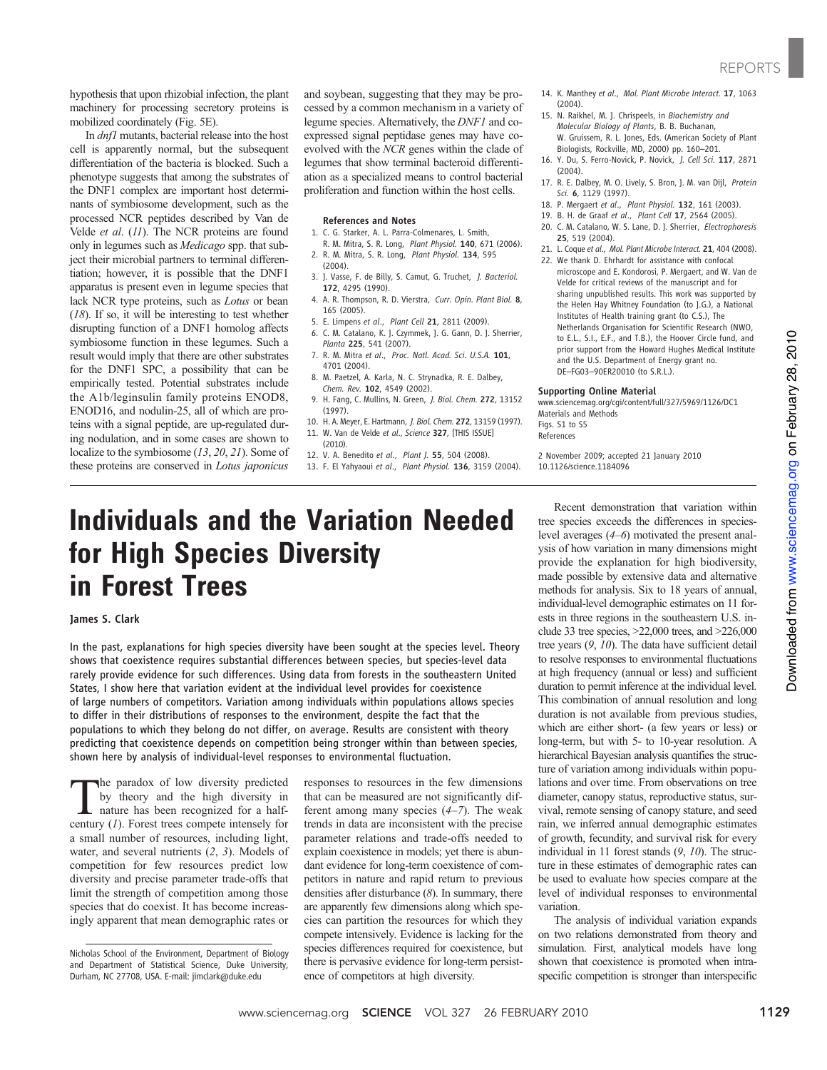hypothesis that upon rhizobial infection, the plant machinery for processing secretory proteins is mobilized coordinately (Fig. 5E).

In *dnf1* mutants, bacterial release into the host cell is apparently normal, but the subsequent differentiation of the bacteria is blocked. Such a phenotype suggests that among the substrates of the DNF1 complex are important host determinants of symbiosome development, such as the processed NCR peptides described by Van de Velde *et al*. (*11*). The NCR proteins are found only in legumes such as *Medicago* spp. that subject their microbial partners to terminal differentiation; however, it is possible that the DNF1 apparatus is present even in legume species that lack NCR type proteins, such as *Lotus* or bean (*18*). If so, it will be interesting to test whether disrupting function of a DNF1 homolog affects symbiosome function in these legumes. Such a result would imply that there are other substrates for the DNF1 SPC, a possibility that can be empirically tested. Potential substrates include the A1b/leginsulin family proteins ENOD8, ENOD16, and nodulin-25, all of which are proteins with a signal peptide, are up-regulated during nodulation, and in some cases are shown to localize to the symbiosome (*13*, *20*, *21*). Some of these proteins are conserved in *Lotus japonicus* and soybean, suggesting that they may be processed by a common mechanism in a variety of legume species. Alternatively, the *DNF1* and coexpressed signal peptidase genes may have coevolved with the *NCR* genes within the clade of legumes that show terminal bacteroid differentiation as a specialized means to control bacterial proliferation and function within the host cells.

**References and Notes**

1. C. G. Starker, A. L. Parra-Colmenares, L. Smith, R. M. Mitra, S. R. Long, *Plant Physiol.* **140**, 671 (2006).
2. R. M. Mitra, S. R. Long, *Plant Physiol.* **134**, 595 (2004).
3. J. Vasse, F. de Billy, S. Camut, G. Truchet, *J. Bacteriol.* **172**, 4295 (1990).
4. A. R. Thompson, R. D. Vierstra, *Curr. Opin. Plant Biol.* **8**, 165 (2005).
5. E. Limpens *et al*., *Plant Cell* **21**, 2811 (2009).
6. C. M. Catalano, K. J. Czymmek, J. G. Gann, D. J. Sherrier, *Planta* **225**, 541 (2007).
7. R. M. Mitra *et al*., *Proc. Natl. Acad. Sci. U.S.A.* **101**, 4701 (2004).
8. M. Paetzel, A. Karla, N. C. Strynadka, R. E. Dalbey, *Chem. Rev.* **102**, 4549 (2002).
9. H. Fang, C. Mullins, N. Green, *J. Biol. Chem.* **272**, 13152 (1997).
10. H. A. Meyer, E. Hartmann, *J. Biol. Chem.* **272**, 13159 (1997).
11. W. Van de Velde *et al*., *Science* **327**, [THIS ISSUE] (2010).
12. V. A. Benedito *et al*., *Plant J.* **55**, 504 (2008).
13. F. El Yahyaoui *et al*., *Plant Physiol.* **136**, 3159 (2004).
14. K. Manthey *et al*., *Mol. Plant Microbe Interact.* **17**, 1063 (2004).
15. N. Raikhel, M. J. Chrispeels, in *Biochemistry and Molecular Biology of Plants*, B. B. Buchanan, W. Gruissem, R. L. Jones, Eds. (American Society of Plant Biologists, Rockville, MD, 2000) pp. 160–201.
16. Y. Du, S. Ferro-Novick, P. Novick, *J. Cell Sci.* **117**, 2871 (2004).
17. R. E. Dalbey, M. O. Lively, S. Bron, J. M. van Dijl, *Protein Sci.* **6**, 1129 (1997).
18. P. Mergaert *et al*., *Plant Physiol.* **132**, 161 (2003).
19. B. H. de Graaf *et al*., *Plant Cell* **17**, 2564 (2005).
20. C. M. Catalano, W. S. Lane, D. J. Sherrier, *Electrophoresis* **25**, 519 (2004).
21. L. Coque *et al*., *Mol. Plant Microbe Interact.* **21**, 404 (2008).
22. We thank D. Ehrhardt for assistance with confocal microscope and E. Kondorosi, P. Mergaert, and W. Van de Velde for critical reviews of the manuscript and for sharing unpublished results. This work was supported by the Helen Hay Whitney Foundation (to J.G.), a National Institutes of Health training grant (to C.S.), The Netherlands Organisation for Scientific Research (NWO, to E.L., S.I., E.F., and T.B.), the Hoover Circle fund, and prior support from the Howard Hughes Medical Institute and the U.S. Department of Energy grant no. DE–FG03–90ER20010 (to S.R.L.).

**Supporting Online Material**

www.sciencemag.org/cgi/content/full/327/5969/1126/DC1
Materials and Methods
Figs. S1 to S5
References

2 November 2009; accepted 21 January 2010
10.1126/science.1184096

# Individuals and the Variation Needed for High Species Diversity in Forest Trees

**James S. Clark**

Nicholas School of the Environment, Department of Biology and Department of Statistical Science, Duke University, Durham, NC 27708, USA. E-mail: jimclark@duke.edu

**In the past, explanations for high species diversity have been sought at the species level. Theory shows that coexistence requires substantial differences between species, but species-level data rarely provide evidence for such differences. Using data from forests in the southeastern United States, I show here that variation evident at the individual level provides for coexistence of large numbers of competitors. Variation among individuals within populations allows species to differ in their distributions of responses to the environment, despite the fact that the populations to which they belong do not differ, on average. Results are consistent with theory predicting that coexistence depends on competition being stronger within than between species, shown here by analysis of individual-level responses to environmental fluctuation.**

The paradox of low diversity predicted by theory and the high diversity in nature has been recognized for a half-century (*1*). Forest trees compete intensely for a small number of resources, including light, water, and several nutrients (*2*, *3*). Models of competition for few resources predict low diversity and precise parameter trade-offs that limit the strength of competition among those species that do coexist. It has become increasingly apparent that mean demographic rates or responses to resources in the few dimensions that can be measured are not significantly different among many species (*4*–*7*). The weak trends in data are inconsistent with the precise parameter relations and trade-offs needed to explain coexistence in models; yet there is abundant evidence for long-term coexistence of competitors in nature and rapid return to previous densities after disturbance (*8*). In summary, there are apparently few dimensions along which species can partition the resources for which they compete intensively. Evidence is lacking for the species differences required for coexistence, but there is pervasive evidence for long-term persistence of competitors at high diversity.

Recent demonstration that variation within tree species exceeds the differences in species-level averages (*4*–*6*) motivated the present analysis of how variation in many dimensions might provide the explanation for high biodiversity, made possible by extensive data and alternative methods for analysis. Six to 18 years of annual, individual-level demographic estimates on 11 forests in three regions in the southeastern U.S. include 33 tree species, >22,000 trees, and >226,000 tree years (*9*, *10*). The data have sufficient detail to resolve responses to environmental fluctuations at high frequency (annual or less) and sufficient duration to permit inference at the individual level. This combination of annual resolution and long duration is not available from previous studies, which are either short- (a few years or less) or long-term, but with 5- to 10-year resolution. A hierarchical Bayesian analysis quantifies the structure of variation among individuals within populations and over time. From observations on tree diameter, canopy status, reproductive status, survival, remote sensing of canopy stature, and seed rain, we inferred annual demographic estimates of growth, fecundity, and survival risk for every individual in 11 forest stands (*9*, *10*). The structure in these estimates of demographic rates can be used to evaluate how species compare at the level of individual responses to environmental variation.

The analysis of individual variation expands on two relations demonstrated from theory and simulation. First, analytical models have long shown that coexistence is promoted when intraspecific competition is stronger than interspecific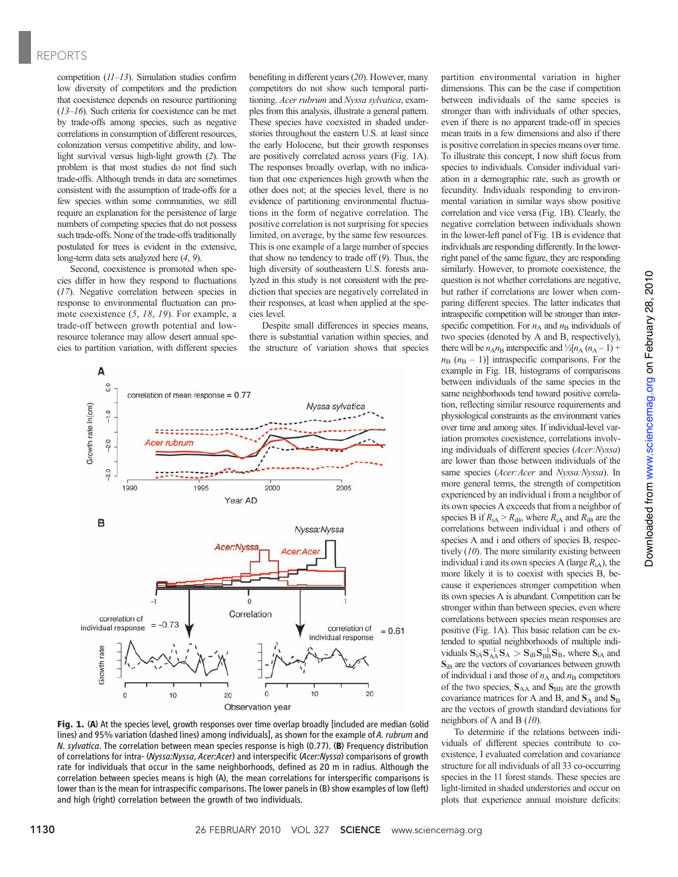competition (11–13). Simulation studies confirm low diversity of competitors and the prediction that coexistence depends on resource partitioning (13–16). Such criteria for coexistence can be met by trade-offs among species, such as negative correlations in consumption of different resources, colonization versus competitive ability, and low-light survival versus high-light growth (2). The problem is that most studies do not find such trade-offs. Although trends in data are sometimes consistent with the assumption of trade-offs for a few species within some communities, we still require an explanation for the persistence of large numbers of competing species that do not possess such trade-offs. None of the trade-offs traditionally postulated for trees is evident in the extensive, long-term data sets analyzed here (4, 9).

Second, coexistence is promoted when species differ in how they respond to fluctuations (17). Negative correlation between species in response to environmental fluctuation can promote coexistence (5, 18, 19). For example, a trade-off between growth potential and low-resource tolerance may allow desert annual species to partition variation, with different species benefiting in different years (20). However, many competitors do not show such temporal partitioning. *Acer rubrum* and *Nyssa sylvatica*, examples from this analysis, illustrate a general pattern. These species have coexisted in shaded understories throughout the eastern U.S. at least since the early Holocene, but their growth responses are positively correlated across years (Fig. 1A). The responses broadly overlap, with no indication that one experiences high growth when the other does not; at the species level, there is no evidence of partitioning environmental fluctuations in the form of negative correlation. The positive correlation is not surprising for species limited, on average, by the same few resources. This is one example of a large number of species that show no tendency to trade off (9). Thus, the high diversity of southeastern U.S. forests analyzed in this study is not consistent with the prediction that species are negatively correlated in their responses, at least when applied at the species level.

Despite small differences in species means, there is substantial variation within species, and the structure of variation shows that species partition environmental variation in higher dimensions. This can be the case if competition between individuals of the same species is stronger than with individuals of other species, even if there is no apparent trade-off in species mean traits in a few dimensions and also if there is positive correlation in species means over time. To illustrate this concept, I now shift focus from species to individuals. Consider individual variation in a demographic rate, such as growth or fecundity. Individuals responding to environmental variation in similar ways show positive correlation and vice versa (Fig. 1B). Clearly, the negative correlation between individuals shown in the lower-left panel of Fig. 1B is evidence that individuals are responding differently. In the lower-right panel of the same figure, they are responding similarly. However, to promote coexistence, the question is not whether correlations are negative, but rather if correlations are lower when comparing different species. The latter indicates that intraspecific competition will be stronger than interspecific competition. For $n_A$ and $n_B$ individuals of two species (denoted by A and B, respectively), there will be $n_A n_B$ interspecific and $\frac{1}{2}[n_A(n_A-1) + n_B(n_B-1)]$ intraspecific comparisons. For the example in Fig. 1B, histograms of comparisons between individuals of the same species in the same neighborhoods tend toward positive correlation, reflecting similar resource requirements and physiological constraints as the environment varies over time and among sites. If individual-level variation promotes coexistence, correlations involving individuals of different species (*Acer:Nyssa*) are lower than those between individuals of the same species (*Acer:Acer* and *Nyssa:Nyssa*). In more general terms, the strength of competition experienced by an individual i from a neighbor of its own species A exceeds that from a neighbor of species B if $R_{iA} > R_{iB}$, where $R_{iA}$ and $R_{iB}$ are the correlations between individual i and others of species A and i and others of species B, respectively (10). The more similarity existing between individual i and its own species A (large $R_{iA}$), the more likely it is to coexist with species B, because it experiences stronger competition when its own species A is abundant. Competition can be stronger within than between species, even where correlations between species mean responses are positive (Fig. 1A). This basic relation can be extended to spatial neighborhoods of multiple individuals $\mathbf{S}_{iA}\mathbf{S}_{AA}^{-1}\mathbf{S}_A > \mathbf{S}_{iB}\mathbf{S}_{BB}^{-1}\mathbf{S}_B$, where $\mathbf{S}_{iA}$ and $\mathbf{S}_{iB}$ are the vectors of covariances between growth of individual i and those of $n_A$ and $n_B$ competitors of the two species, $\mathbf{S}_{AA}$ and $\mathbf{S}_{BB}$ are the growth covariance matrices for A and B, and $\mathbf{S}_A$ and $\mathbf{S}_B$ are the vectors of growth standard deviations for neighbors of A and B (10).

To determine if the relations between individuals of different species contribute to coexistence, I evaluated correlation and covariance structure for all individuals of all 33 co-occurring species in the 11 forest stands. These species are light-limited in shaded understories and occur on plots that experience annual moisture deficits:

**Fig. 1.** (**A**) At the species level, growth responses over time overlap broadly [included are median (solid lines) and 95% variation (dashed lines) among individuals], as shown for the example of *A. rubrum* and *N. sylvatica*. The correlation between mean species response is high (0.77). (**B**) Frequency distribution of correlations for intra- (*Nyssa:Nyssa*, *Acer:Acer*) and interspecific (*Acer:Nyssa*) comparisons of growth rate for individuals that occur in the same neighborhoods, defined as 20 m in radius. Although the correlation between species means is high (A), the mean correlations for interspecific comparisons is lower than is the mean for intraspecific comparisons. The lower panels in (B) show examples of low (left) and high (right) correlation between the growth of two individuals.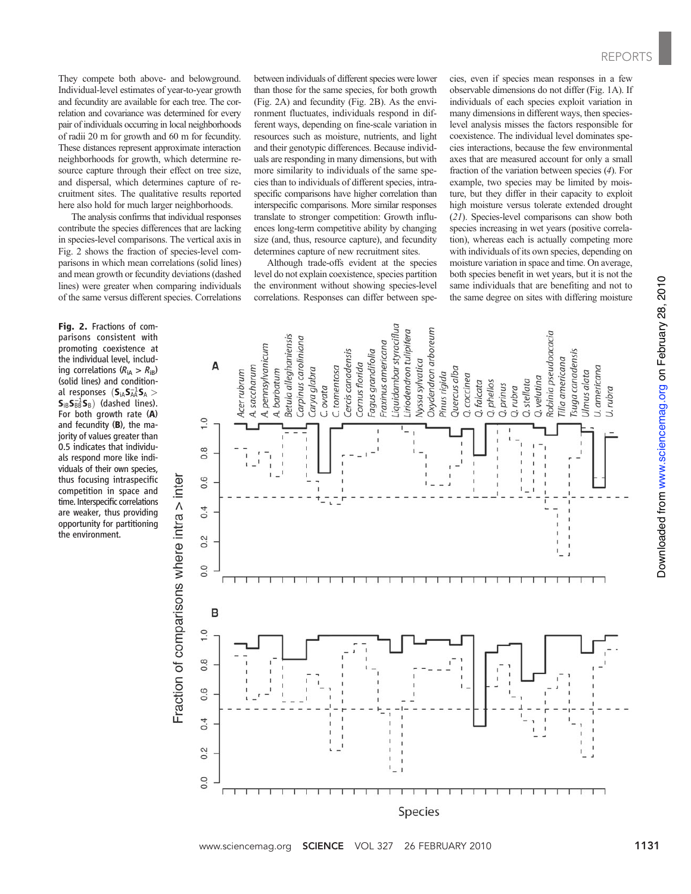They compete both above- and belowground. Individual-level estimates of year-to-year growth and fecundity are available for each tree. The correlation and covariance was determined for every pair of individuals occurring in local neighborhoods of radii 20 m for growth and 60 m for fecundity. These distances represent approximate interaction neighborhoods for growth, which determine resource capture through their effect on tree size, and dispersal, which determines capture of recruitment sites. The qualitative results reported here also hold for much larger neighborhoods.

The analysis confirms that individual responses contribute the species differences that are lacking in species-level comparisons. The vertical axis in Fig. 2 shows the fraction of species-level comparisons in which mean correlations (solid lines) and mean growth or fecundity deviations (dashed lines) were greater when comparing individuals of the same versus different species. Correlations between individuals of different species were lower than those for the same species, for both growth (Fig. 2A) and fecundity (Fig. 2B). As the environment fluctuates, individuals respond in different ways, depending on fine-scale variation in resources such as moisture, nutrients, and light and their genotypic differences. Because individuals are responding in many dimensions, but with more similarity to individuals of the same species than to individuals of different species, intraspecific comparisons have higher correlation than interspecific comparisons. More similar responses translate to stronger competition: Growth influences long-term competitive ability by changing size (and, thus, resource capture), and fecundity determines capture of new recruitment sites.

Although trade-offs evident at the species level do not explain coexistence, species partition the environment without showing species-level correlations. Responses can differ between species, even if species mean responses in a few observable dimensions do not differ (Fig. 1A). If individuals of each species exploit variation in many dimensions in different ways, then species-level analysis misses the factors responsible for coexistence. The individual level dominates species interactions, because the few environmental axes that are measured account for only a small fraction of the variation between species (*4*). For example, two species may be limited by moisture, but they differ in their capacity to exploit high moisture versus tolerate extended drought (*21*). Species-level comparisons can show both species increasing in wet years (positive correlation), whereas each is actually competing more with individuals of its own species, depending on moisture variation in space and time. On average, both species benefit in wet years, but it is not the same individuals that are benefiting and not to the same degree on sites with differing moisture

**Fig. 2.** Fractions of comparisons consistent with promoting coexistence at the individual level, including correlations ($R_{iA} > R_{iB}$) (solid lines) and conditional responses ($\mathbf{S}_{iA}\mathbf{S}_{AA}^{-1}\mathbf{S}_{A} > \mathbf{S}_{iB}\mathbf{S}_{BB}^{-1}\mathbf{S}_{B}$) (dashed lines). For both growth rate (**A**) and fecundity (**B**), the majority of values greater than 0.5 indicates that individuals respond more like individuals of their own species, thus focusing intraspecific competition in space and time. Interspecific correlations are weaker, thus providing opportunity for partitioning the environment.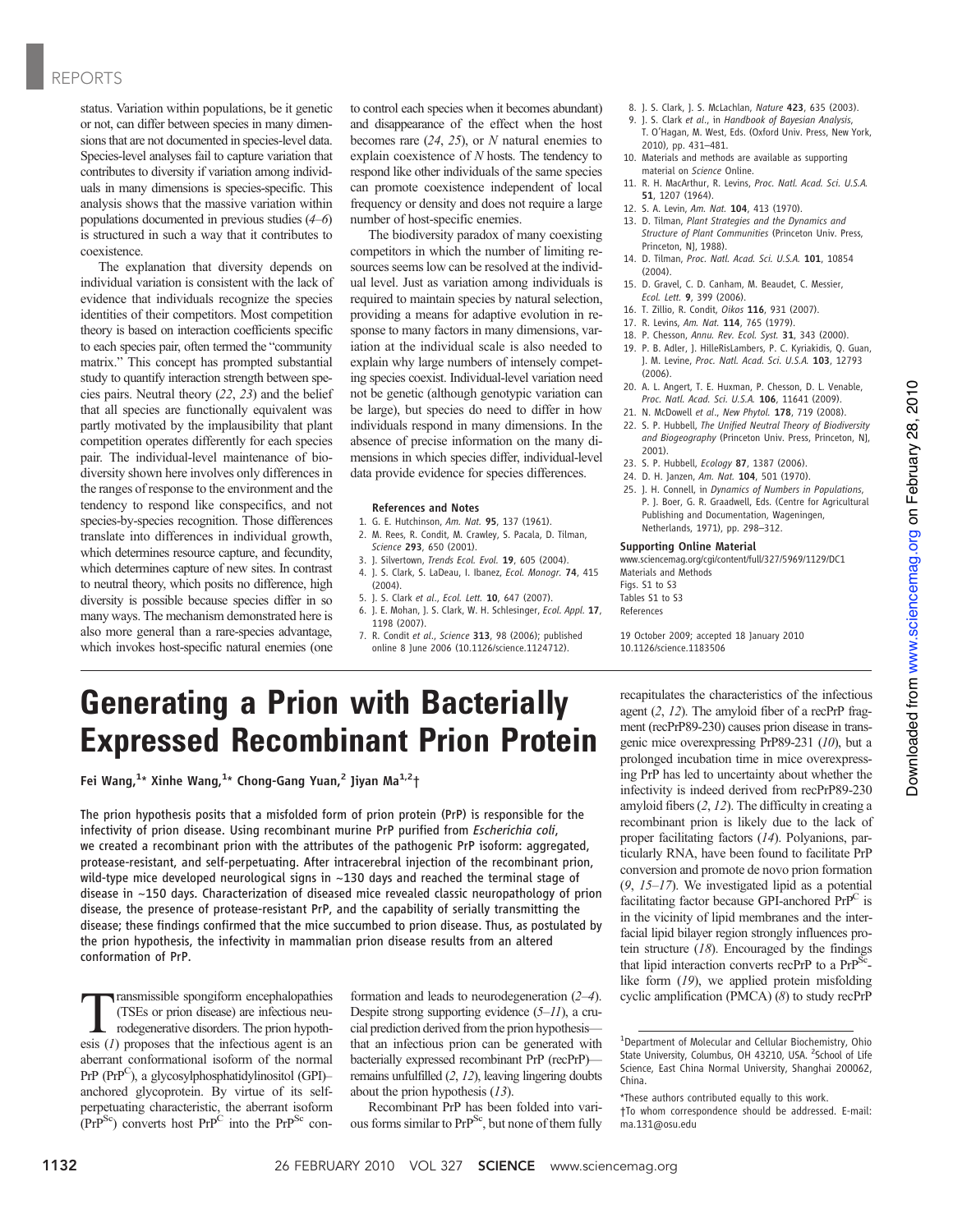status. Variation within populations, be it genetic or not, can differ between species in many dimensions that are not documented in species-level data. Species-level analyses fail to capture variation that contributes to diversity if variation among individuals in many dimensions is species-specific. This analysis shows that the massive variation within populations documented in previous studies (*4*–*6*) is structured in such a way that it contributes to coexistence.

The explanation that diversity depends on individual variation is consistent with the lack of evidence that individuals recognize the species identities of their competitors. Most competition theory is based on interaction coefficients specific to each species pair, often termed the "community matrix." This concept has prompted substantial study to quantify interaction strength between species pairs. Neutral theory (*22*, *23*) and the belief that all species are functionally equivalent was partly motivated by the implausibility that plant competition operates differently for each species pair. The individual-level maintenance of biodiversity shown here involves only differences in the ranges of response to the environment and the tendency to respond like conspecifics, and not species-by-species recognition. Those differences translate into differences in individual growth, which determines resource capture, and fecundity, which determines capture of new sites. In contrast to neutral theory, which posits no difference, high diversity is possible because species differ in so many ways. The mechanism demonstrated here is also more general than a rare-species advantage, which invokes host-specific natural enemies (one to control each species when it becomes abundant) and disappearance of the effect when the host becomes rare (*24*, *25*), or *N* natural enemies to explain coexistence of *N* hosts. The tendency to respond like other individuals of the same species can promote coexistence independent of local frequency or density and does not require a large number of host-specific enemies.

The biodiversity paradox of many coexisting competitors in which the number of limiting resources seems low can be resolved at the individual level. Just as variation among individuals is required to maintain species by natural selection, providing a means for adaptive evolution in response to many factors in many dimensions, variation at the individual scale is also needed to explain why large numbers of intensely competing species coexist. Individual-level variation need not be genetic (although genotypic variation can be large), but species do need to differ in how individuals respond in many dimensions. In the absence of precise information on the many dimensions in which species differ, individual-level data provide evidence for species differences.

**References and Notes**

1. G. E. Hutchinson, *Am. Nat.* **95**, 137 (1961).
2. M. Rees, R. Condit, M. Crawley, S. Pacala, D. Tilman, *Science* **293**, 650 (2001).
3. J. Silvertown, *Trends Ecol. Evol.* **19**, 605 (2004).
4. J. S. Clark, S. LaDeau, I. Ibanez, *Ecol. Monogr.* **74**, 415 (2004).
5. J. S. Clark *et al.*, *Ecol. Lett.* **10**, 647 (2007).
6. J. E. Mohan, J. S. Clark, W. H. Schlesinger, *Ecol. Appl.* **17**, 1198 (2007).
7. R. Condit *et al.*, *Science* **313**, 98 (2006); published online 8 June 2006 (10.1126/science.1124712).
8. J. S. Clark, J. S. McLachlan, *Nature* **423**, 635 (2003).
9. J. S. Clark *et al.*, in *Handbook of Bayesian Analysis*, T. O'Hagan, M. West, Eds. (Oxford Univ. Press, New York, 2010), pp. 431–481.
10. Materials and methods are available as supporting material on *Science* Online.
11. R. H. MacArthur, R. Levins, *Proc. Natl. Acad. Sci. U.S.A.* **51**, 1207 (1964).
12. S. A. Levin, *Am. Nat.* **104**, 413 (1970).
13. D. Tilman, *Plant Strategies and the Dynamics and Structure of Plant Communities* (Princeton Univ. Press, Princeton, NJ, 1988).
14. D. Tilman, *Proc. Natl. Acad. Sci. U.S.A.* **101**, 10854 (2004).
15. D. Gravel, C. D. Canham, M. Beaudet, C. Messier, *Ecol. Lett.* **9**, 399 (2006).
16. T. Zillio, R. Condit, *Oikos* **116**, 931 (2007).
17. R. Levins, *Am. Nat.* **114**, 765 (1979).
18. P. Chesson, *Annu. Rev. Ecol. Syst.* **31**, 343 (2000).
19. P. B. Adler, J. HilleRisLambers, P. C. Kyriakidis, Q. Guan, J. M. Levine, *Proc. Natl. Acad. Sci. U.S.A.* **103**, 12793 (2006).
20. A. L. Angert, T. E. Huxman, P. Chesson, D. L. Venable, *Proc. Natl. Acad. Sci. U.S.A.* **106**, 11641 (2009).
21. N. McDowell *et al.*, *New Phytol.* **178**, 719 (2008).
22. S. P. Hubbell, *The Unified Neutral Theory of Biodiversity and Biogeography* (Princeton Univ. Press, Princeton, NJ, 2001).
23. S. P. Hubbell, *Ecology* **87**, 1387 (2006).
24. D. H. Janzen, *Am. Nat.* **104**, 501 (1970).
25. J. H. Connell, in *Dynamics of Numbers in Populations*, P. J. Boer, G. R. Graadwell, Eds. (Centre for Agricultural Publishing and Documentation, Wageningen, Netherlands, 1971), pp. 298–312.

**Supporting Online Material**

www.sciencemag.org/cgi/content/full/327/5969/1129/DC1
Materials and Methods
Figs. S1 to S3
Tables S1 to S3
References

19 October 2009; accepted 18 January 2010
10.1126/science.1183506

# Generating a Prion with Bacterially Expressed Recombinant Prion Protein

**Fei Wang,[1]* Xinhe Wang,[1]* Chong-Gang Yuan,[2] Jiyan Ma[1,2]†**

The prion hypothesis posits that a misfolded form of prion protein (PrP) is responsible for the infectivity of prion disease. Using recombinant murine PrP purified from *Escherichia coli*, we created a recombinant prion with the attributes of the pathogenic PrP isoform: aggregated, protease-resistant, and self-perpetuating. After intracerebral injection of the recombinant prion, wild-type mice developed neurological signs in ~130 days and reached the terminal stage of disease in ~150 days. Characterization of diseased mice revealed classic neuropathology of prion disease, the presence of protease-resistant PrP, and the capability of serially transmitting the disease; these findings confirmed that the mice succumbed to prion disease. Thus, as postulated by the prion hypothesis, the infectivity in mammalian prion disease results from an altered conformation of PrP.

Transmissible spongiform encephalopathies (TSEs or prion disease) are infectious neurodegenerative disorders. The prion hypothesis (*1*) proposes that the infectious agent is an aberrant conformational isoform of the normal PrP ($PrP^C$), a glycosylphosphatidylinositol (GPI)–anchored glycoprotein. By virtue of its self-perpetuating characteristic, the aberrant isoform ($PrP^{Sc}$) converts host $PrP^C$ into the $PrP^{Sc}$ conformation and leads to neurodegeneration (*2*–*4*). Despite strong supporting evidence (*5*–*11*), a crucial prediction derived from the prion hypothesis—that an infectious prion can be generated with bacterially expressed recombinant PrP (recPrP)—remains unfulfilled (*2*, *12*), leaving lingering doubts about the prion hypothesis (*13*).

Recombinant PrP has been folded into various forms similar to $PrP^{Sc}$, but none of them fully recapitulates the characteristics of the infectious agent (*2*, *12*). The amyloid fiber of a recPrP fragment (recPrP89-230) causes prion disease in transgenic mice overexpressing PrP89-231 (*10*), but a prolonged incubation time in mice overexpressing PrP has led to uncertainty about whether the infectivity is indeed derived from recPrP89-230 amyloid fibers (*2*, *12*). The difficulty in creating a recombinant prion is likely due to the lack of proper facilitating factors (*14*). Polyanions, particularly RNA, have been found to facilitate PrP conversion and promote de novo prion formation (*9*, *15*–*17*). We investigated lipid as a potential facilitating factor because GPI-anchored $PrP^C$ is in the vicinity of lipid membranes and the interfacial lipid bilayer region strongly influences protein structure (*18*). Encouraged by the findings that lipid interaction converts recPrP to a $PrP^{Sc}$-like form (*19*), we applied protein misfolding cyclic amplification (PMCA) (*8*) to study recPrP

[1]Department of Molecular and Cellular Biochemistry, Ohio State University, Columbus, OH 43210, USA. [2]School of Life Science, East China Normal University, Shanghai 200062, China.

*These authors contributed equally to this work.

†To whom correspondence should be addressed. E-mail: ma.131@osu.edu